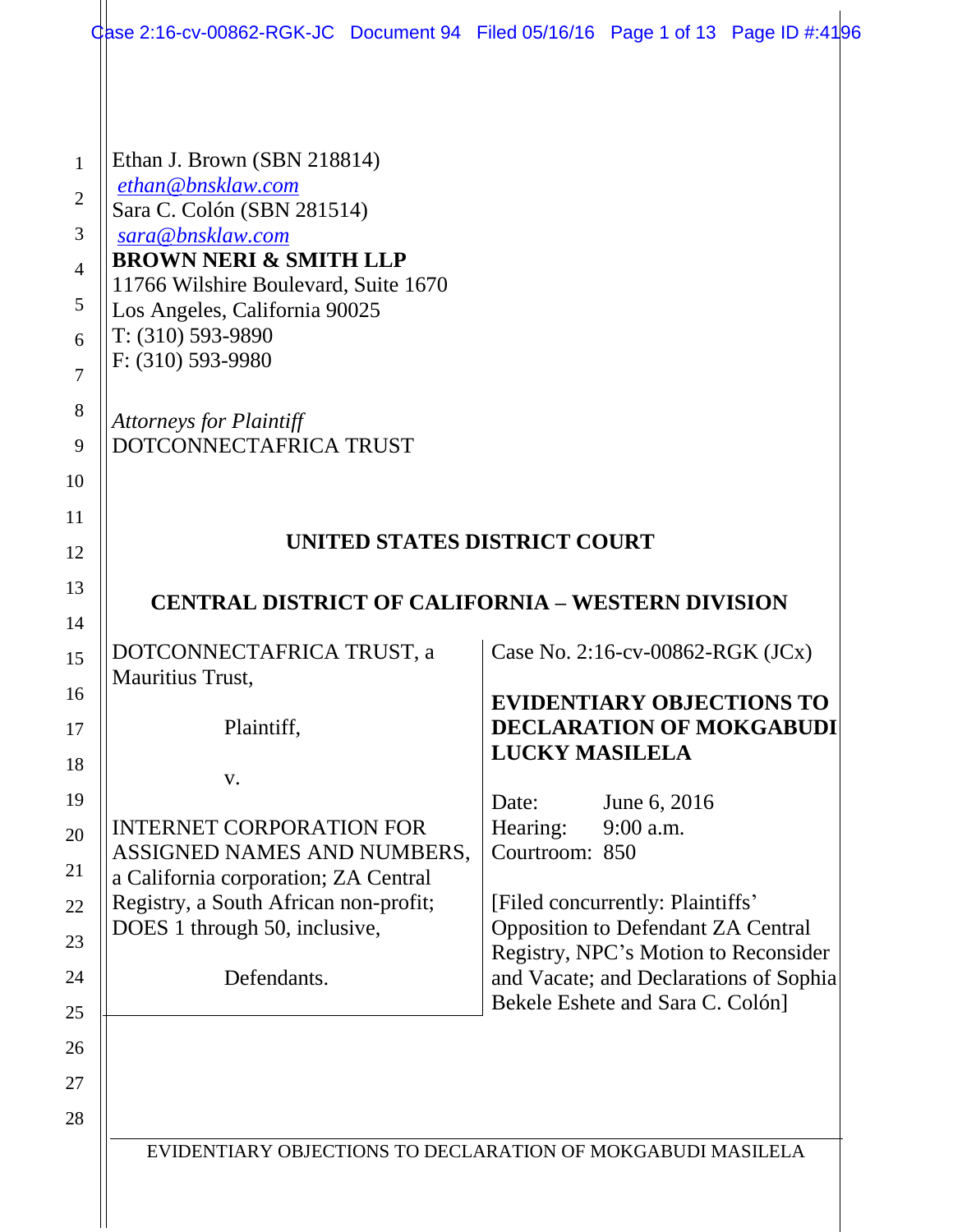Ethan J. Brown (SBN 218814)
ethan@bnsklaw.com
Sara C. Colón (SBN 281514)
sara@bnsklaw.com
**BROWN NERI & SMITH LLP**
11766 Wilshire Boulevard, Suite 1670
Los Angeles, California 90025
T: (310) 593-9890
F: (310) 593-9980

*Attorneys for Plaintiff*
DOTCONNECTAFRICA TRUST

**UNITED STATES DISTRICT COURT**

**CENTRAL DISTRICT OF CALIFORNIA – WESTERN DIVISION**

| | |
|---|---|
| DOTCONNECTAFRICA TRUST, a Mauritius Trust,<br><br>Plaintiff,<br><br>v.<br><br>INTERNET CORPORATION FOR ASSIGNED NAMES AND NUMBERS, a California corporation; ZA Central Registry, a South African non-profit; DOES 1 through 50, inclusive,<br><br>Defendants. | Case No. 2:16-cv-00862-RGK (JCx)<br><br>**EVIDENTIARY OBJECTIONS TO DECLARATION OF MOKGABUDI LUCKY MASILELA**<br><br>Date: June 6, 2016<br>Hearing: 9:00 a.m.<br>Courtroom: 850<br><br>[Filed concurrently: Plaintiffs' Opposition to Defendant ZA Central Registry, NPC's Motion to Reconsider and Vacate; and Declarations of Sophia Bekele Eshete and Sara C. Colón] |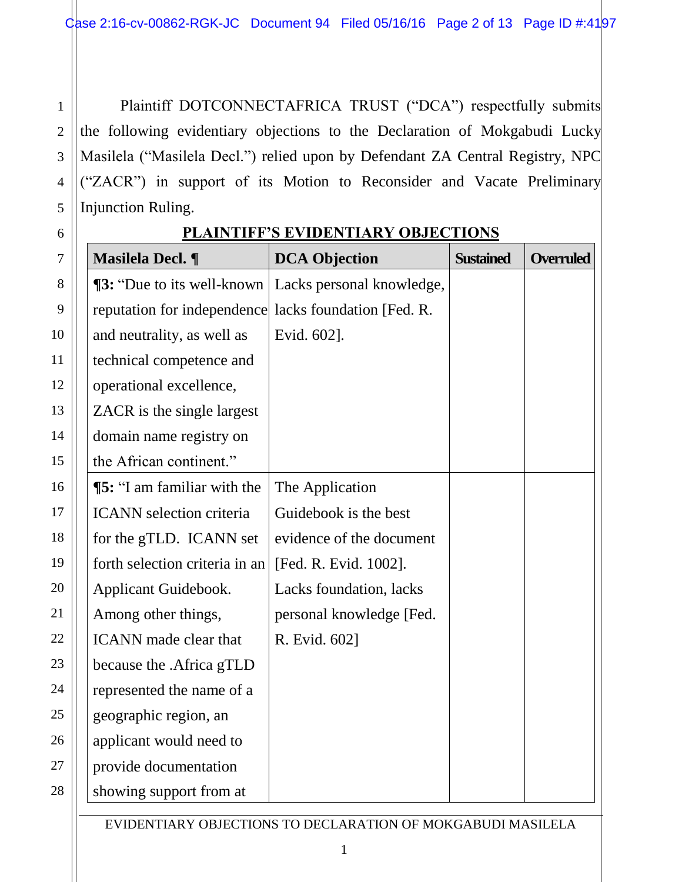Plaintiff DOTCONNECTAFRICA TRUST ("DCA") respectfully submits the following evidentiary objections to the Declaration of Mokgabudi Lucky Masilela ("Masilela Decl.") relied upon by Defendant ZA Central Registry, NPC ("ZACR") in support of its Motion to Reconsider and Vacate Preliminary Injunction Ruling.

## PLAINTIFF'S EVIDENTIARY OBJECTIONS

| Masilela Decl. ¶ | DCA Objection | Sustained | Overruled |
|---|---|---|---|
| **¶3:** "Due to its well-known reputation for independence and neutrality, as well as technical competence and operational excellence, ZACR is the single largest domain name registry on the African continent." | Lacks personal knowledge, lacks foundation [Fed. R. Evid. 602]. | | |
| **¶5:** "I am familiar with the ICANN selection criteria for the gTLD. ICANN set forth selection criteria in an Applicant Guidebook. Among other things, ICANN made clear that because the .Africa gTLD represented the name of a geographic region, an applicant would need to provide documentation showing support from at | The Application Guidebook is the best evidence of the document [Fed. R. Evid. 1002]. Lacks foundation, lacks personal knowledge [Fed. R. Evid. 602] | | |

EVIDENTIARY OBJECTIONS TO DECLARATION OF MOKGABUDI MASILELA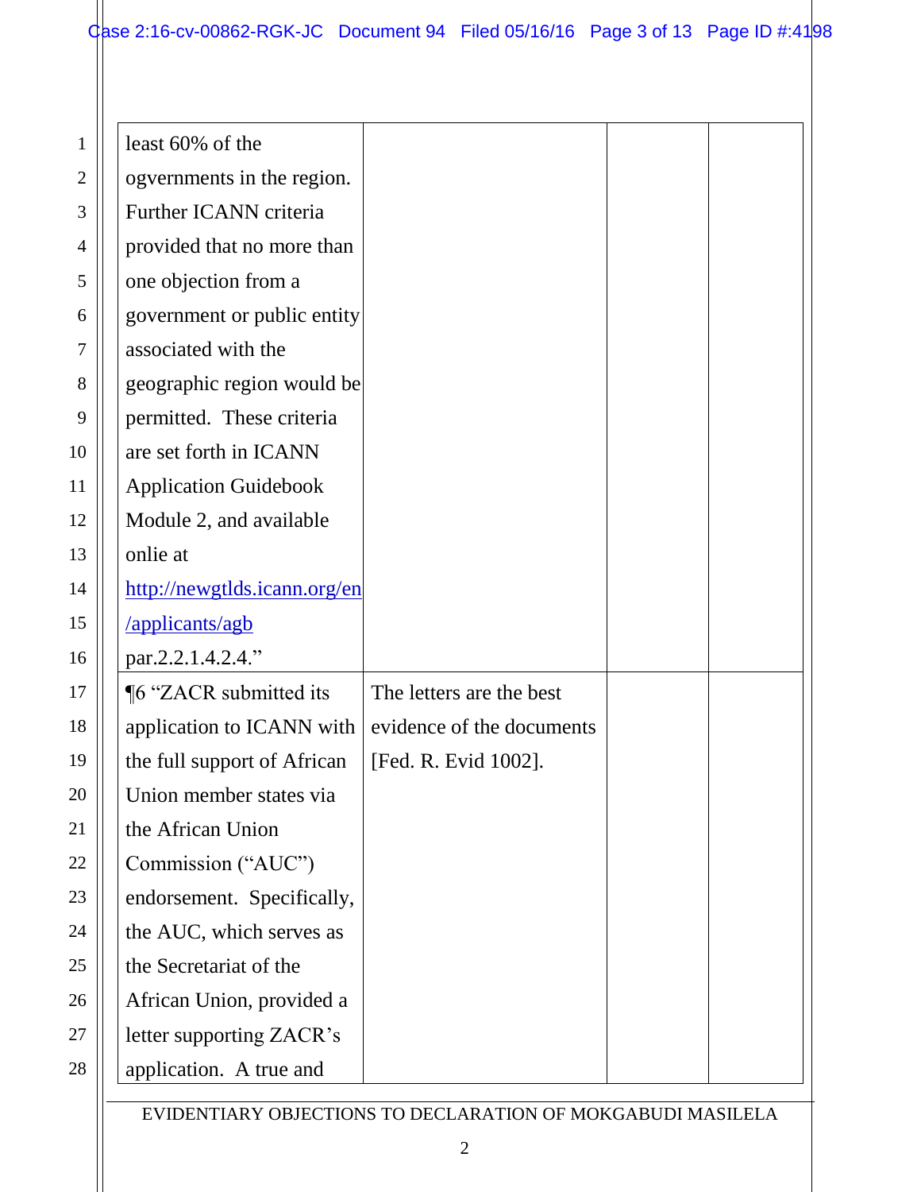| | | | |
|---|---|---|---|
| least 60% of the ogvernments in the region. Further ICANN criteria provided that no more than one objection from a government or public entity associated with the geographic region would be permitted. These criteria are set forth in ICANN Application Guidebook Module 2, and available onlie at http://newgtlds.icann.org/en/applicants/agb par.2.2.1.4.2.4." | | | |
| ¶6 "ZACR submitted its application to ICANN with the full support of African Union member states via the African Union Commission ("AUC") endorsement. Specifically, the AUC, which serves as the Secretariat of the African Union, provided a letter supporting ZACR's application. A true and | The letters are the best evidence of the documents [Fed. R. Evid 1002]. | | |

EVIDENTIARY OBJECTIONS TO DECLARATION OF MOKGABUDI MASILELA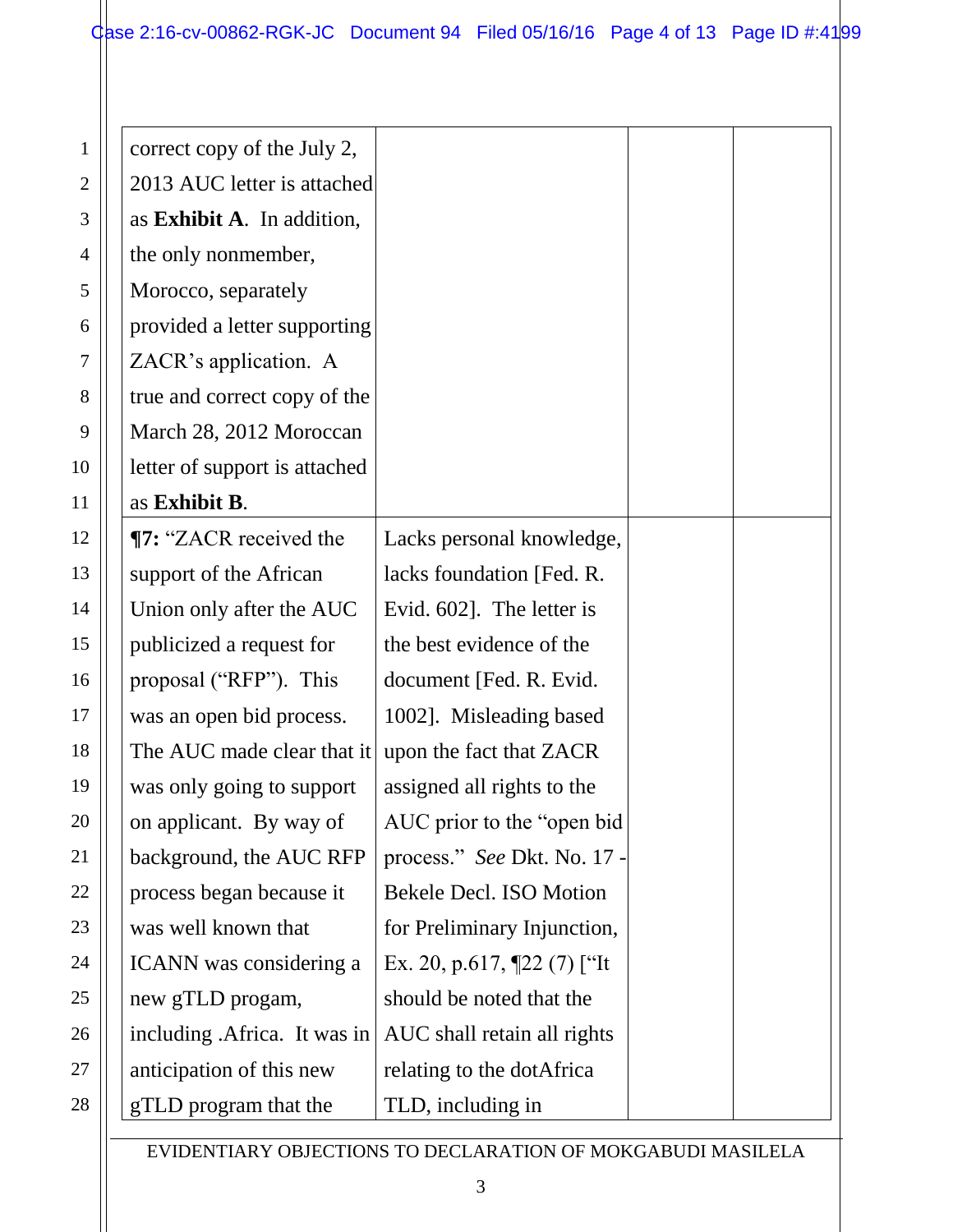| | | | |
|---|---|---|---|
| correct copy of the July 2, 2013 AUC letter is attached as **Exhibit A**. In addition, the only nonmember, Morocco, separately provided a letter supporting ZACR's application. A true and correct copy of the March 28, 2012 Moroccan letter of support is attached as **Exhibit B**. | | | |
| **¶7:** "ZACR received the support of the African Union only after the AUC publicized a request for proposal ("RFP"). This was an open bid process. The AUC made clear that it was only going to support on applicant. By way of background, the AUC RFP process began because it was well known that ICANN was considering a new gTLD progam, including .Africa. It was in anticipation of this new gTLD program that the | Lacks personal knowledge, lacks foundation [Fed. R. Evid. 602]. The letter is the best evidence of the document [Fed. R. Evid. 1002]. Misleading based upon the fact that ZACR assigned all rights to the AUC prior to the "open bid process." *See* Dkt. No. 17 - Bekele Decl. ISO Motion for Preliminary Injunction, Ex. 20, p.617, ¶22 (7) ["It should be noted that the AUC shall retain all rights relating to the dotAfrica TLD, including in | | |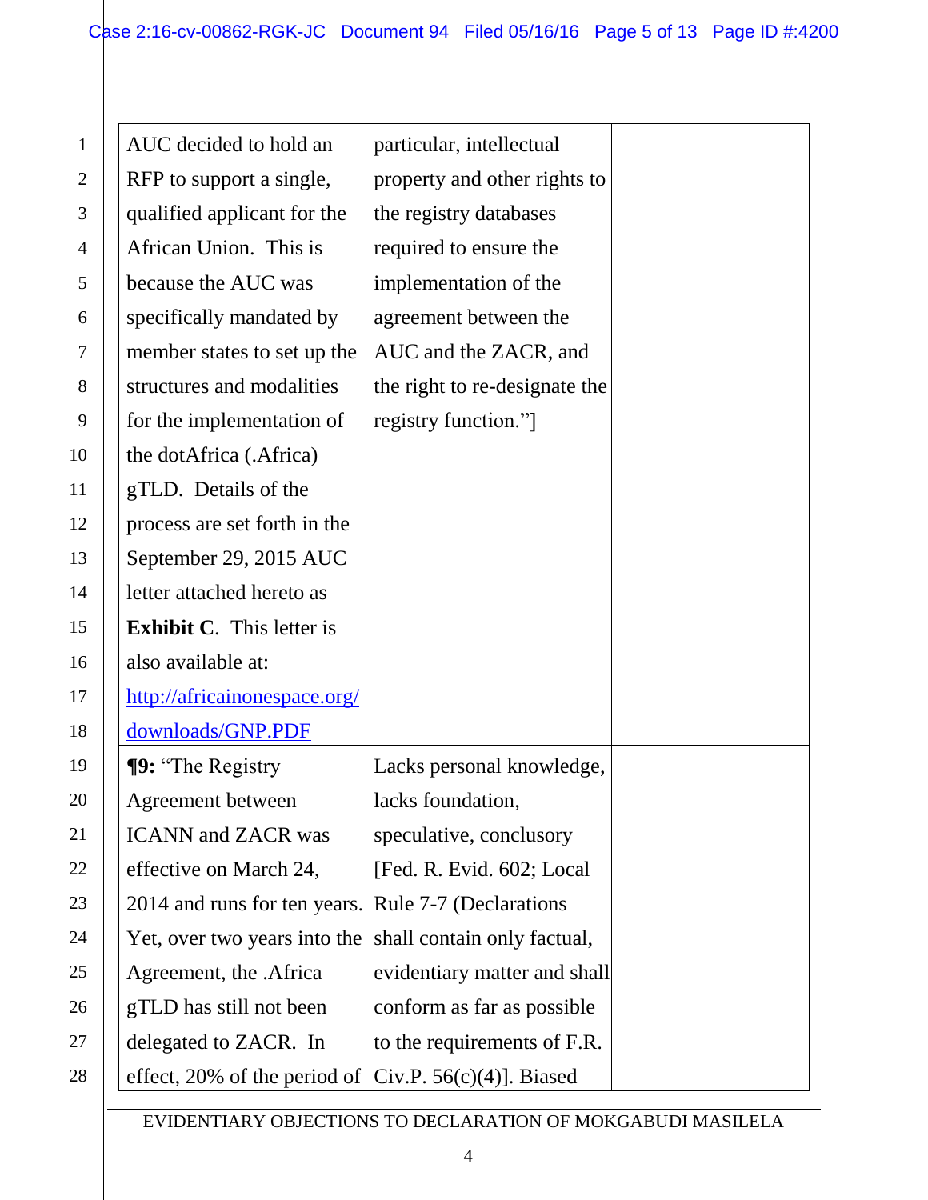| | | | |
|---|---|---|---|
| AUC decided to hold an RFP to support a single, qualified applicant for the African Union. This is because the AUC was specifically mandated by member states to set up the structures and modalities for the implementation of the dotAfrica (.Africa) gTLD. Details of the process are set forth in the September 29, 2015 AUC letter attached hereto as **Exhibit C**. This letter is also available at: http://africainonespace.org/downloads/GNP.PDF | particular, intellectual property and other rights to the registry databases required to ensure the implementation of the agreement between the AUC and the ZACR, and the right to re-designate the registry function."] | | |
| **¶9:** "The Registry Agreement between ICANN and ZACR was effective on March 24, 2014 and runs for ten years. Yet, over two years into the Agreement, the .Africa gTLD has still not been delegated to ZACR. In effect, 20% of the period of | Lacks personal knowledge, lacks foundation, speculative, conclusory [Fed. R. Evid. 602; Local Rule 7-7 (Declarations shall contain only factual, evidentiary matter and shall conform as far as possible to the requirements of F.R. Civ.P. 56(c)(4)]. Biased | | |

EVIDENTIARY OBJECTIONS TO DECLARATION OF MOKGABUDI MASILELA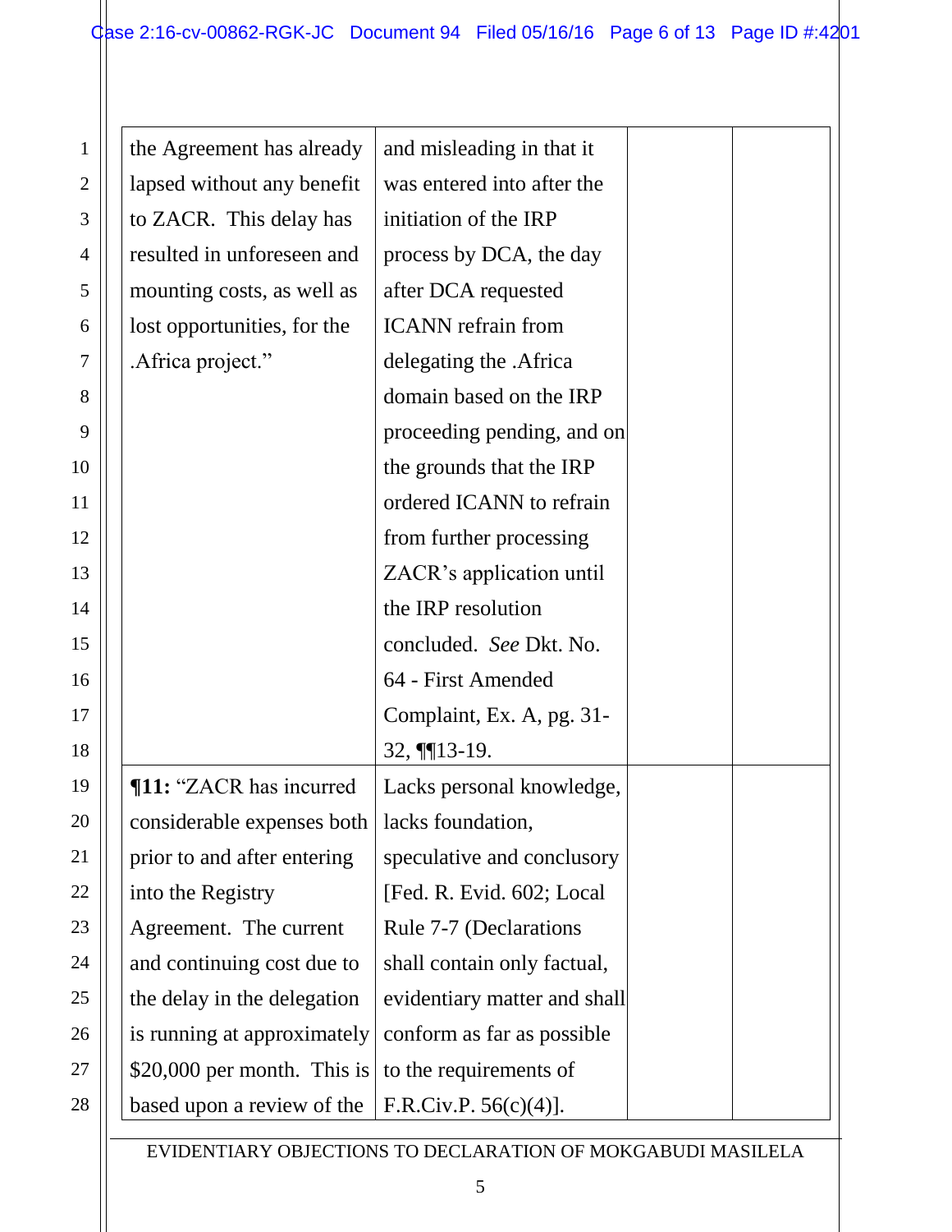| | | | |
|---|---|---|---|
| the Agreement has already lapsed without any benefit to ZACR. This delay has resulted in unforeseen and mounting costs, as well as lost opportunities, for the .Africa project." | and misleading in that it was entered into after the initiation of the IRP process by DCA, the day after DCA requested ICANN refrain from delegating the .Africa domain based on the IRP proceeding pending, and on the grounds that the IRP ordered ICANN to refrain from further processing ZACR's application until the IRP resolution concluded. *See* Dkt. No. 64 - First Amended Complaint, Ex. A, pg. 31-32, ¶¶13-19. | | |
| **¶11:** "ZACR has incurred considerable expenses both prior to and after entering into the Registry Agreement. The current and continuing cost due to the delay in the delegation is running at approximately $20,000 per month. This is based upon a review of the | Lacks personal knowledge, lacks foundation, speculative and conclusory [Fed. R. Evid. 602; Local Rule 7-7 (Declarations shall contain only factual, evidentiary matter and shall conform as far as possible to the requirements of F.R.Civ.P. 56(c)(4)]. | | |

EVIDENTIARY OBJECTIONS TO DECLARATION OF MOKGABUDI MASILELA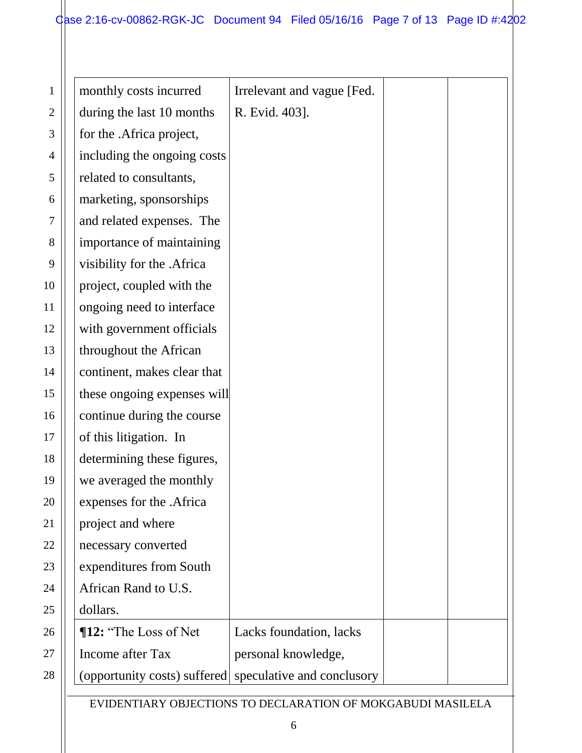| | | | |
|---|---|---|---|
| monthly costs incurred during the last 10 months for the .Africa project, including the ongoing costs related to consultants, marketing, sponsorships and related expenses. The importance of maintaining visibility for the .Africa project, coupled with the ongoing need to interface with government officials throughout the African continent, makes clear that these ongoing expenses will continue during the course of this litigation. In determining these figures, we averaged the monthly expenses for the .Africa project and where necessary converted expenditures from South African Rand to U.S. dollars. | Irrelevant and vague [Fed. R. Evid. 403]. | | |
| **¶12:** "The Loss of Net Income after Tax (opportunity costs) suffered | Lacks foundation, lacks personal knowledge, speculative and conclusory | | |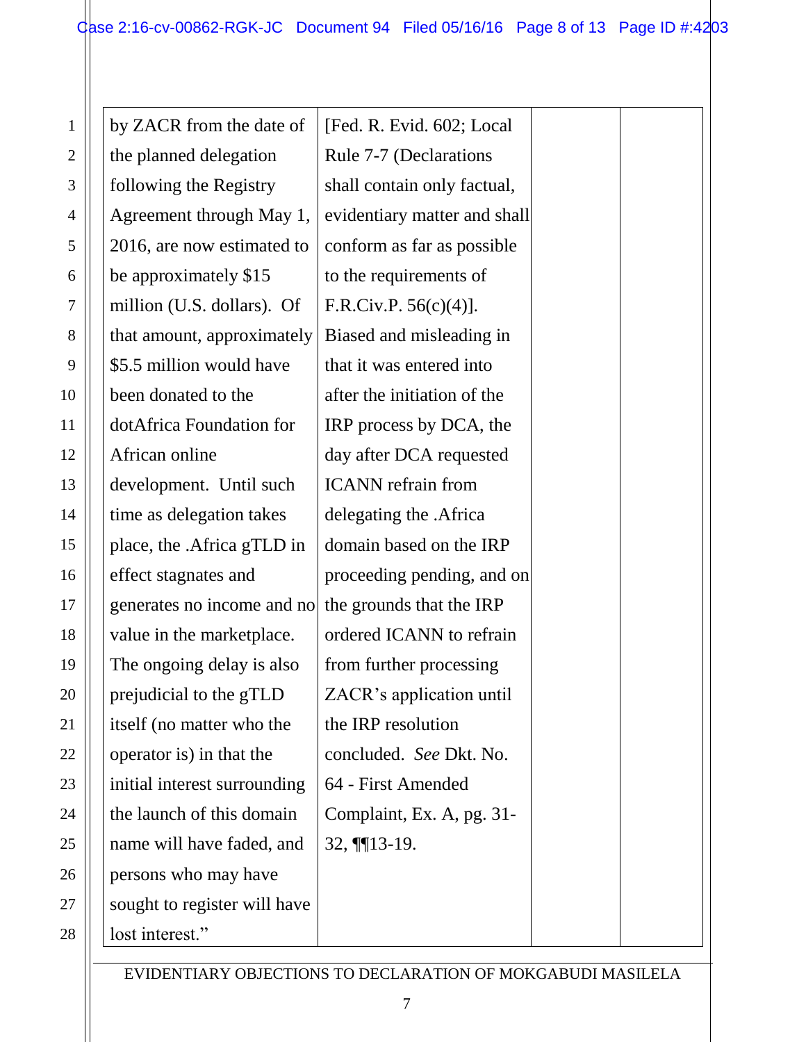| | | | |
|---|---|---|---|
| by ZACR from the date of the planned delegation following the Registry Agreement through May 1, 2016, are now estimated to be approximately $15 million (U.S. dollars). Of that amount, approximately $5.5 million would have been donated to the dotAfrica Foundation for African online development. Until such time as delegation takes place, the .Africa gTLD in effect stagnates and generates no income and no value in the marketplace. The ongoing delay is also prejudicial to the gTLD itself (no matter who the operator is) in that the initial interest surrounding the launch of this domain name will have faded, and persons who may have sought to register will have lost interest." | [Fed. R. Evid. 602; Local Rule 7-7 (Declarations shall contain only factual, evidentiary matter and shall conform as far as possible to the requirements of F.R.Civ.P. 56(c)(4)]. Biased and misleading in that it was entered into after the initiation of the IRP process by DCA, the day after DCA requested ICANN refrain from delegating the .Africa domain based on the IRP proceeding pending, and on the grounds that the IRP ordered ICANN to refrain from further processing ZACR's application until the IRP resolution concluded. *See* Dkt. No. 64 - First Amended Complaint, Ex. A, pg. 31-32, ¶¶13-19. | | |

EVIDENTIARY OBJECTIONS TO DECLARATION OF MOKGABUDI MASILELA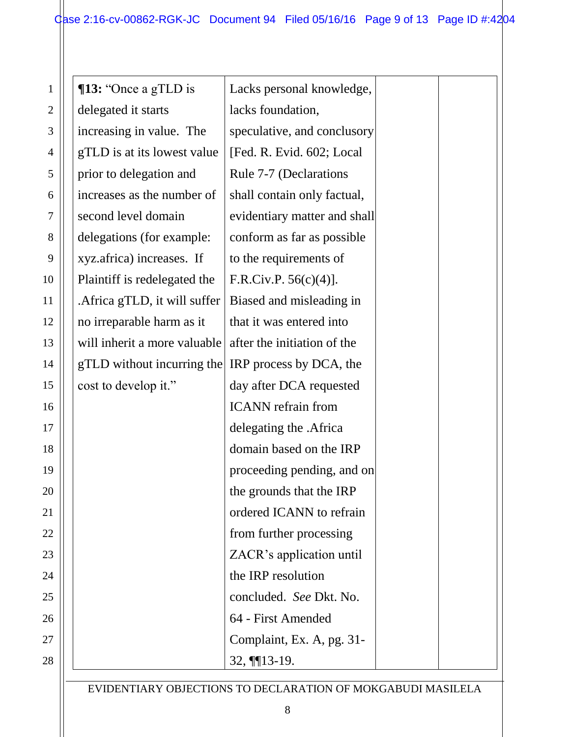| **¶13:** "Once a gTLD is delegated it starts increasing in value. The gTLD is at its lowest value prior to delegation and increases as the number of second level domain delegations (for example: xyz.africa) increases. If Plaintiff is redelegated the .Africa gTLD, it will suffer no irreparable harm as it will inherit a more valuable gTLD without incurring the cost to develop it." | Lacks personal knowledge, lacks foundation, speculative, and conclusory [Fed. R. Evid. 602; Local Rule 7-7 (Declarations shall contain only factual, evidentiary matter and shall conform as far as possible to the requirements of F.R.Civ.P. 56(c)(4)]. Biased and misleading in that it was entered into after the initiation of the IRP process by DCA, the day after DCA requested ICANN refrain from delegating the .Africa domain based on the IRP proceeding pending, and on the grounds that the IRP ordered ICANN to refrain from further processing ZACR's application until the IRP resolution concluded. *See* Dkt. No. 64 - First Amended Complaint, Ex. A, pg. 31-32, ¶¶13-19. | | |
|---|---|---|---|

EVIDENTIARY OBJECTIONS TO DECLARATION OF MOKGABUDI MASILELA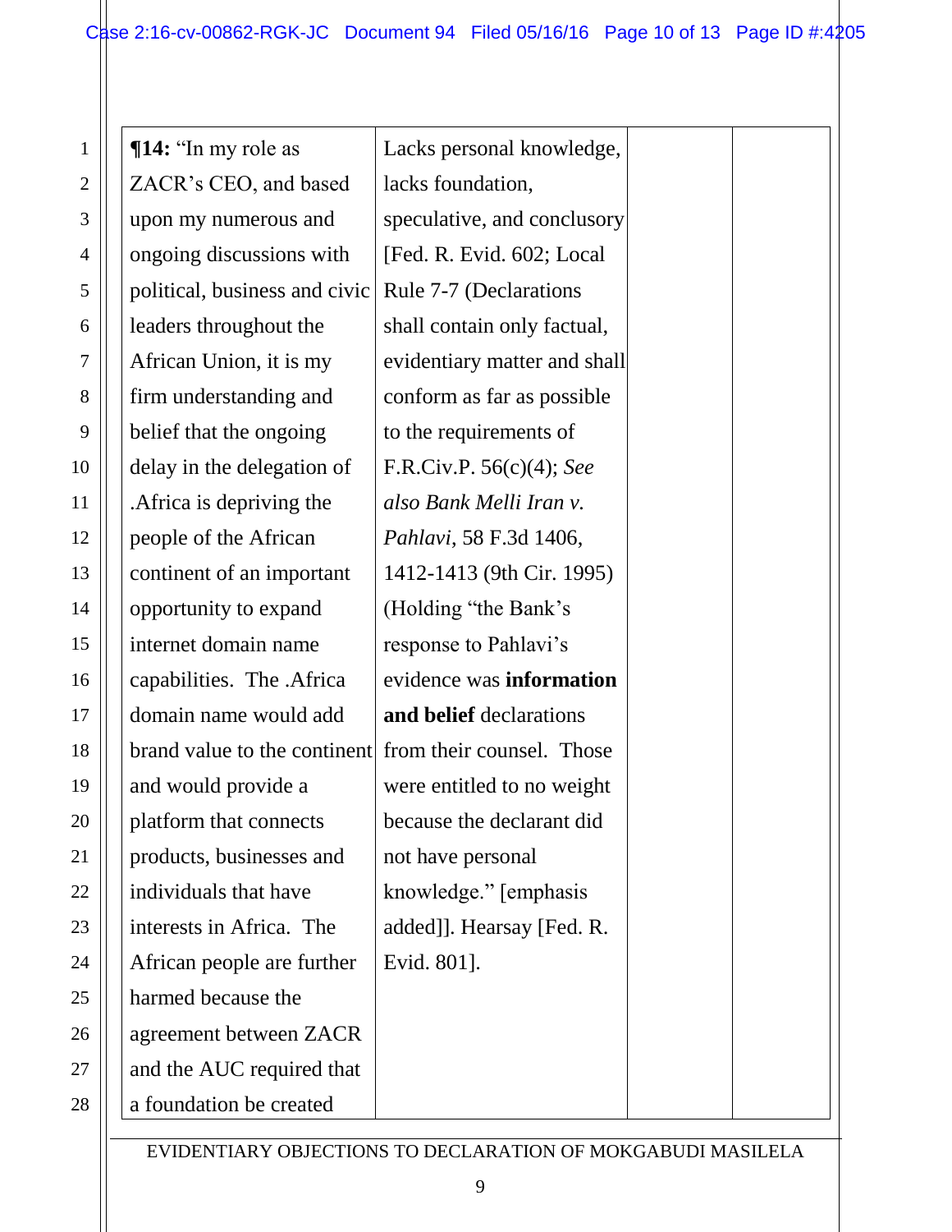| | | | |
|---|---|---|---|
| **¶14:** "In my role as ZACR's CEO, and based upon my numerous and ongoing discussions with political, business and civic leaders throughout the African Union, it is my firm understanding and belief that the ongoing delay in the delegation of .Africa is depriving the people of the African continent of an important opportunity to expand internet domain name capabilities. The .Africa domain name would add brand value to the continent and would provide a platform that connects products, businesses and individuals that have interests in Africa. The African people are further harmed because the agreement between ZACR and the AUC required that a foundation be created | Lacks personal knowledge, lacks foundation, speculative, and conclusory [Fed. R. Evid. 602; Local Rule 7-7 (Declarations shall contain only factual, evidentiary matter and shall conform as far as possible to the requirements of F.R.Civ.P. 56(c)(4); *See also Bank Melli Iran v. Pahlavi*, 58 F.3d 1406, 1412-1413 (9th Cir. 1995) (Holding "the Bank's response to Pahlavi's evidence was **information and belief** declarations from their counsel. Those were entitled to no weight because the declarant did not have personal knowledge." [emphasis added]]. Hearsay [Fed. R. Evid. 801]. | | |

EVIDENTIARY OBJECTIONS TO DECLARATION OF MOKGABUDI MASILELA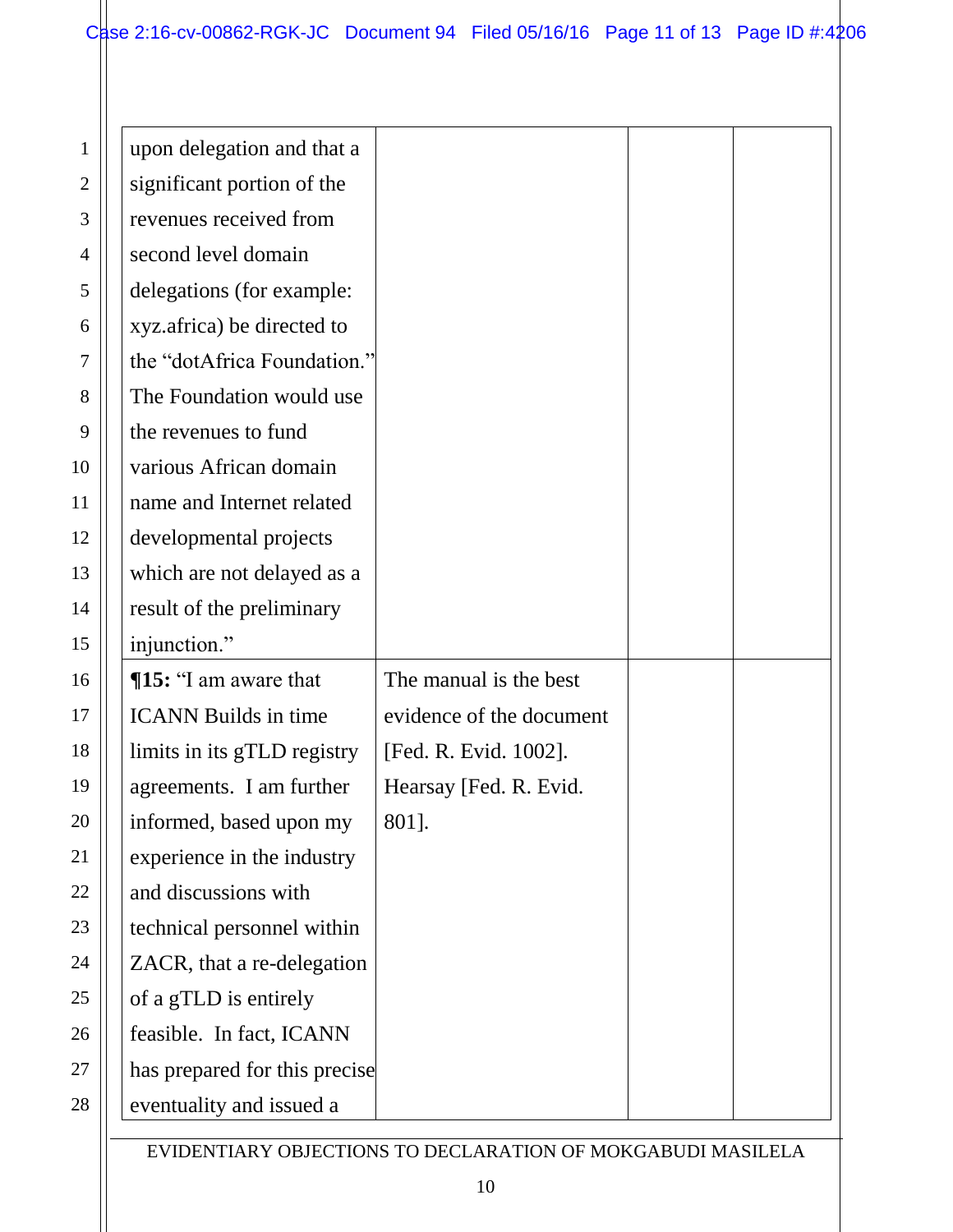| | | | |
|---|---|---|---|
| upon delegation and that a significant portion of the revenues received from second level domain delegations (for example: xyz.africa) be directed to the "dotAfrica Foundation." The Foundation would use the revenues to fund various African domain name and Internet related developmental projects which are not delayed as a result of the preliminary injunction." | | | |
| **¶15:** "I am aware that ICANN Builds in time limits in its gTLD registry agreements. I am further informed, based upon my experience in the industry and discussions with technical personnel within ZACR, that a re-delegation of a gTLD is entirely feasible. In fact, ICANN has prepared for this precise eventuality and issued a | The manual is the best evidence of the document [Fed. R. Evid. 1002]. Hearsay [Fed. R. Evid. 801]. | | |

EVIDENTIARY OBJECTIONS TO DECLARATION OF MOKGABUDI MASILELA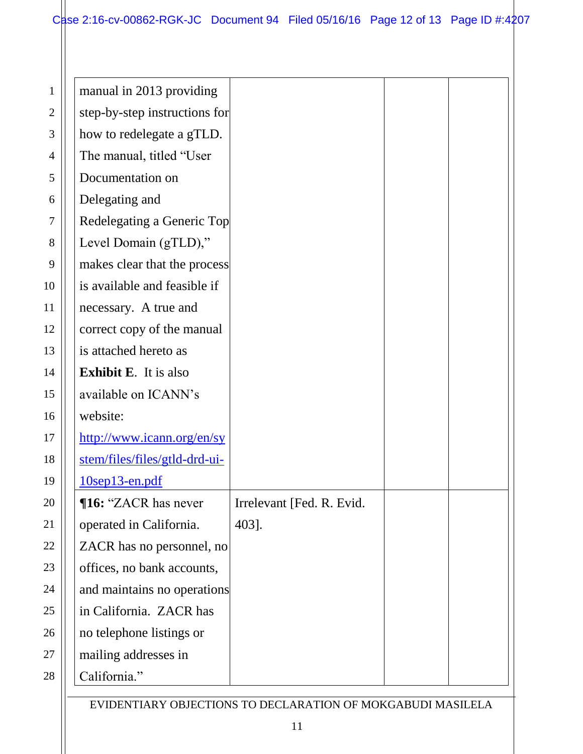| | | | |
|---|---|---|---|
| manual in 2013 providing step-by-step instructions for how to redelegate a gTLD. The manual, titled "User Documentation on Delegating and Redelegating a Generic Top Level Domain (gTLD)," makes clear that the process is available and feasible if necessary. A true and correct copy of the manual is attached hereto as **Exhibit E**. It is also available on ICANN's website: http://www.icann.org/en/system/files/files/gtld-drd-ui-10sep13-en.pdf | | | |
| **¶16:** "ZACR has never operated in California. ZACR has no personnel, no offices, no bank accounts, and maintains no operations in California. ZACR has no telephone listings or mailing addresses in California." | Irrelevant [Fed. R. Evid. 403]. | | |

EVIDENTIARY OBJECTIONS TO DECLARATION OF MOKGABUDI MASILELA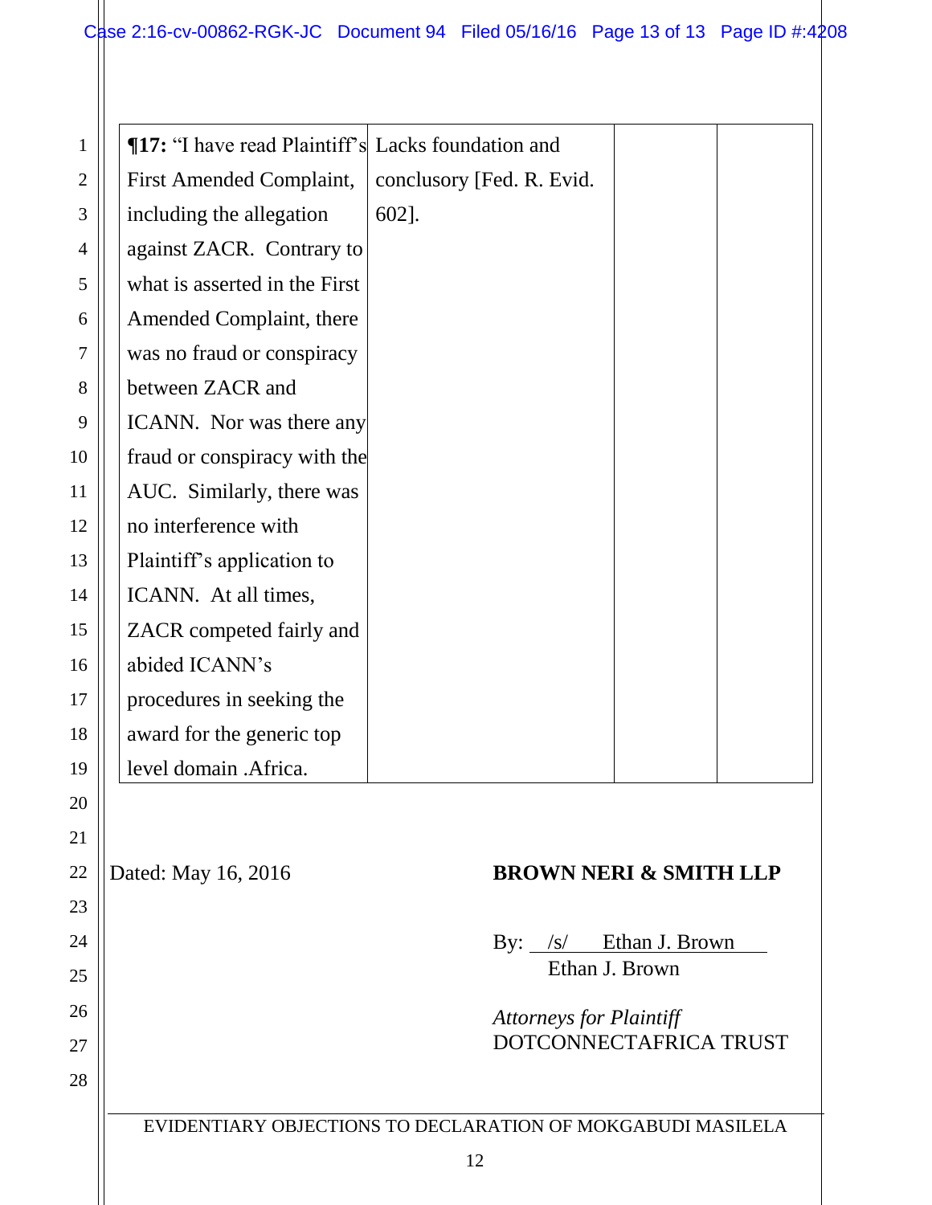| | | | |
|---|---|---|---|
| **¶17:** "I have read Plaintiff's First Amended Complaint, including the allegation against ZACR. Contrary to what is asserted in the First Amended Complaint, there was no fraud or conspiracy between ZACR and ICANN. Nor was there any fraud or conspiracy with the AUC. Similarly, there was no interference with Plaintiff's application to ICANN. At all times, ZACR competed fairly and abided ICANN's procedures in seeking the award for the generic top level domain .Africa. | Lacks foundation and conclusory [Fed. R. Evid. 602]. | | |

Dated: May 16, 2016

**BROWN NERI & SMITH LLP**

By: /s/ Ethan J. Brown
Ethan J. Brown

*Attorneys for Plaintiff*
DOTCONNECTAFRICA TRUST

EVIDENTIARY OBJECTIONS TO DECLARATION OF MOKGABUDI MASILELA